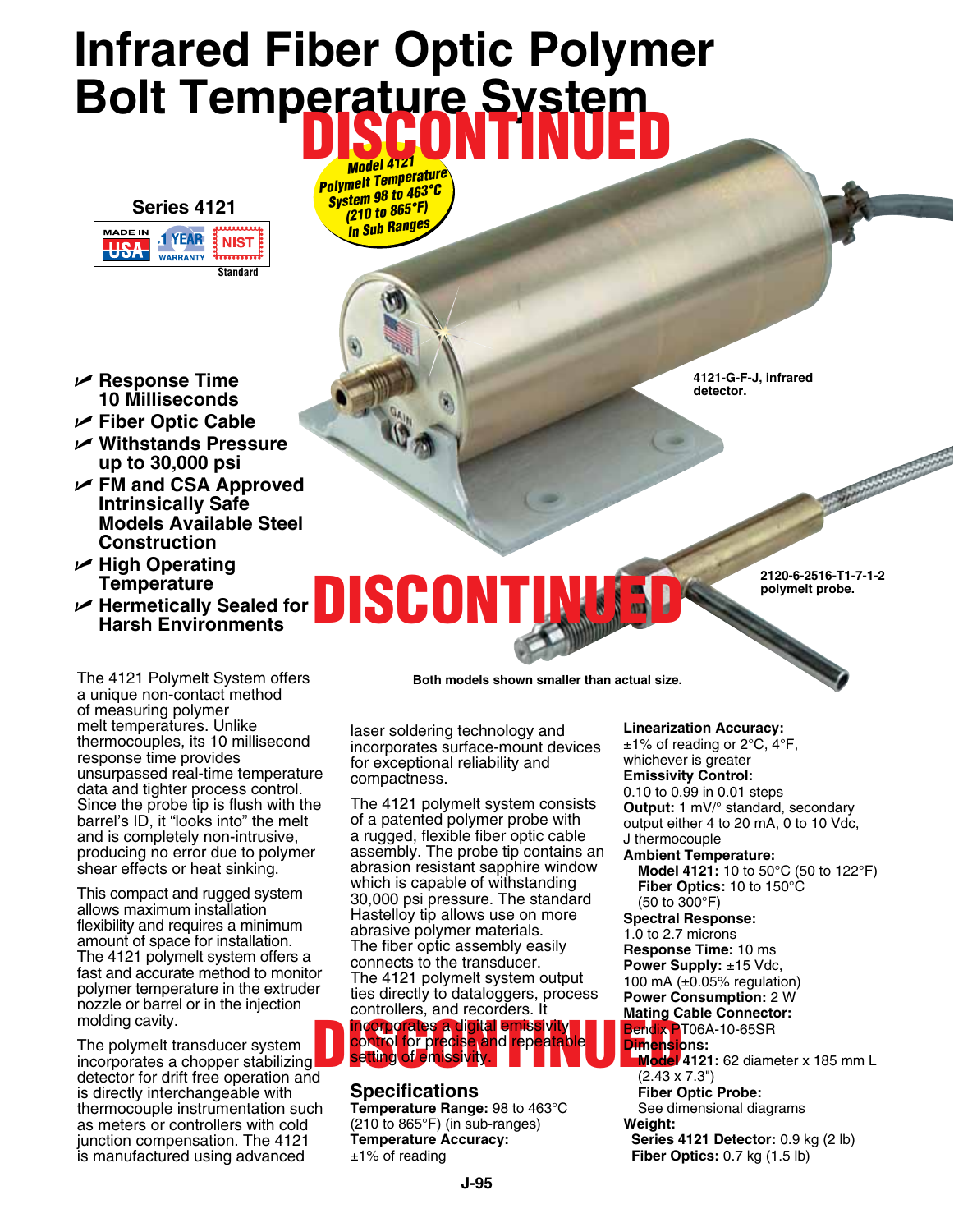# Infrared Fiber Optic Polymer Bolt Temperature System

DISCONTINUED

**Model 4121 Polymelt Temperature System 98 to 463°C (210 to 865°F) In Sub Ranges**

**Series 4121**

MADE IN USA | 1 YEAR WARRANTY | NIST Standard

4121-G-F-J, infrared detector.

- **Response Time 10 Milliseconds**
- **Fiber Optic Cable**
- **Withstands Pressure up to 30,000 psi**
- **FM and CSA Approved Intrinsically Safe Models Available Steel Construction**
- **High Operating Temperature**
- **Hermetically Sealed for Harsh Environments**

DISCONTINUED

2120-6-2516-T1-7-1-2 polymelt probe.

**Both models shown smaller than actual size.**

The 4121 Polymelt System offers a unique non-contact method of measuring polymer melt temperatures. Unlike thermocouples, its 10 millisecond response time provides unsurpassed real-time temperature data and tighter process control. Since the probe tip is flush with the barrel's ID, it "looks into" the melt and is completely non-intrusive, producing no error due to polymer shear effects or heat sinking.

This compact and rugged system allows maximum installation flexibility and requires a minimum amount of space for installation. The 4121 polymelt system offers a fast and accurate method to monitor polymer temperature in the extruder nozzle or barrel or in the injection molding cavity.

The polymelt transducer system incorporates a chopper stabilizing detector for drift free operation and is directly interchangeable with thermocouple instrumentation such as meters or controllers with cold junction compensation. The 4121 is manufactured using advanced laser soldering technology and incorporates surface-mount devices for exceptional reliability and compactness.

The 4121 polymelt system consists of a patented polymer probe with a rugged, flexible fiber optic cable assembly. The probe tip contains an abrasion resistant sapphire window which is capable of withstanding 30,000 psi pressure. The standard Hastelloy tip allows use on more abrasive polymer materials. The fiber optic assembly easily connects to the transducer. The 4121 polymelt system output ties directly to dataloggers, process controllers, and recorders. It incorporates a digital emissivity control for precise and repeatable setting of emissivity.

DISCONTINUED

## Specifications

**Temperature Range:** 98 to 463°C (210 to 865°F) (in sub-ranges)
**Temperature Accuracy:** ±1% of reading
**Linearization Accuracy:** ±1% of reading or 2°C, 4°F, whichever is greater
**Emissivity Control:** 0.10 to 0.99 in 0.01 steps
**Output:** 1 mV/° standard, secondary output either 4 to 20 mA, 0 to 10 Vdc, J thermocouple
**Ambient Temperature:**
  **Model 4121:** 10 to 50°C (50 to 122°F)
  **Fiber Optics:** 10 to 150°C (50 to 300°F)
**Spectral Response:** 1.0 to 2.7 microns
**Response Time:** 10 ms
**Power Supply:** ±15 Vdc, 100 mA (±0.05% regulation)
**Power Consumption:** 2 W
**Mating Cable Connector:** Bendix PT06A-10-65SR
**Dimensions:**
  **Model 4121:** 62 diameter x 185 mm L (2.43 x 7.3")
  **Fiber Optic Probe:** See dimensional diagrams
**Weight:**
  **Series 4121 Detector:** 0.9 kg (2 lb)
  **Fiber Optics:** 0.7 kg (1.5 lb)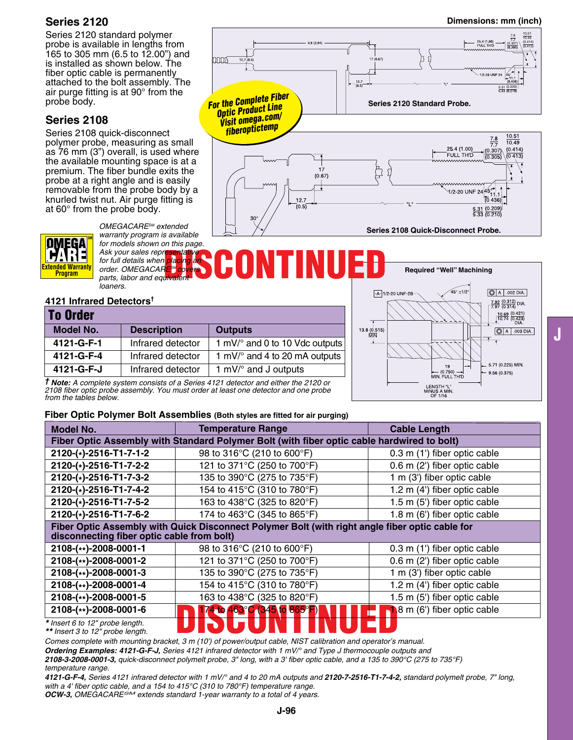## Series 2120

Series 2120 standard polymer probe is available in lengths from 165 to 305 mm (6.5 to 12.00") and is installed as shown below. The fiber optic cable is permanently attached to the bolt assembly. The air purge fitting is at 90° from the probe body.

Dimensions: mm (inch)

Series 2120 Standard Probe.

## Series 2108

Series 2108 quick-disconnect polymer probe, measuring as small as 76 mm (3") overall, is used where the available mounting space is at a premium. The fiber bundle exits the probe at a right angle and is easily removable from the probe body by a knurled twist nut. Air purge fitting is at 60° from the probe body.

For the Complete Fiber Optic Product Line Visit omega.com/fiberoptictemp

Series 2108 Quick-Disconnect Probe.

OMEGA CARE Extended Warranty Program

*OMEGACARE℠ extended warranty program is available for models shown on this page. Ask your sales representative for full details when placing an order. OMEGACARE℠ covers parts, labor and equivalent loaners.*

DISCONTINUED

Required "Well" Machining

### 4121 Infrared Detectors†

**To Order**

| Model No. | Description | Outputs |
|---|---|---|
| 4121-G-F-1 | Infrared detector | 1 mV/° and 0 to 10 Vdc outputs |
| 4121-G-F-4 | Infrared detector | 1 mV/° and 4 to 20 mA outputs |
| 4121-G-F-J | Infrared detector | 1 mV/° and J outputs |

† **Note:** *A complete system consists of a Series 4121 detector and either the 2120 or 2108 fiber optic probe assembly. You must order at least one detector and one probe from the tables below.*

### Fiber Optic Polymer Bolt Assemblies (Both styles are fitted for air purging)

| Model No. | Temperature Range | Cable Length |
|---|---|---|
| **Fiber Optic Assembly with Standard Polymer Bolt (with fiber optic cable hardwired to bolt)** | | |
| 2120-(*)-2516-T1-7-1-2 | 98 to 316°C (210 to 600°F) | 0.3 m (1') fiber optic cable |
| 2120-(*)-2516-T1-7-2-2 | 121 to 371°C (250 to 700°F) | 0.6 m (2') fiber optic cable |
| 2120-(*)-2516-T1-7-3-2 | 135 to 390°C (275 to 735°F) | 1 m (3') fiber optic cable |
| 2120-(*)-2516-T1-7-4-2 | 154 to 415°C (310 to 780°F) | 1.2 m (4') fiber optic cable |
| 2120-(*)-2516-T1-7-5-2 | 163 to 438°C (325 to 820°F) | 1.5 m (5') fiber optic cable |
| 2120-(*)-2516-T1-7-6-2 | 174 to 463°C (345 to 865°F) | 1.8 m (6') fiber optic cable |
| **Fiber Optic Assembly with Quick Disconnect Polymer Bolt (with right angle fiber optic cable for disconnecting fiber optic cable from bolt)** | | |
| 2108-(**)-2008-0001-1 | 98 to 316°C (210 to 600°F) | 0.3 m (1') fiber optic cable |
| 2108-(**)-2008-0001-2 | 121 to 371°C (250 to 700°F) | 0.6 m (2') fiber optic cable |
| 2108-(**)-2008-0001-3 | 135 to 390°C (275 to 735°F) | 1 m (3') fiber optic cable |
| 2108-(**)-2008-0001-4 | 154 to 415°C (310 to 780°F) | 1.2 m (4') fiber optic cable |
| 2108-(**)-2008-0001-5 | 163 to 438°C (325 to 820°F) | 1.5 m (5') fiber optic cable |
| 2108-(**)-2008-0001-6 | 174 to 463°C (345 to 865°F) | 1.8 m (6') fiber optic cable |

DISCONTINUED

*\* Insert 6 to 12" probe length.*
*\*\* Insert 3 to 12" probe length.*

*Comes complete with mounting bracket, 3 m (10') of power/output cable, NIST calibration and operator's manual.*

***Ordering Examples: 4121-G-F-J,** Series 4121 infrared detector with 1 mV/° and Type J thermocouple outputs and **2108-3-2008-0001-3,** quick-disconnect polymelt probe, 3" long, with a 3' fiber optic cable, and a 135 to 390°C (275 to 735°F) temperature range.*

***4121-G-F-4,** Series 4121 infrared detector with 1 mV/° and 4 to 20 mA outputs and **2120-7-2516-T1-7-4-2,** standard polymelt probe, 7" long, with a 4' fiber optic cable, and a 154 to 415°C (310 to 780°F) temperature range.*

***OCW-3,** OMEGACARE℠ extends standard 1-year warranty to a total of 4 years.*